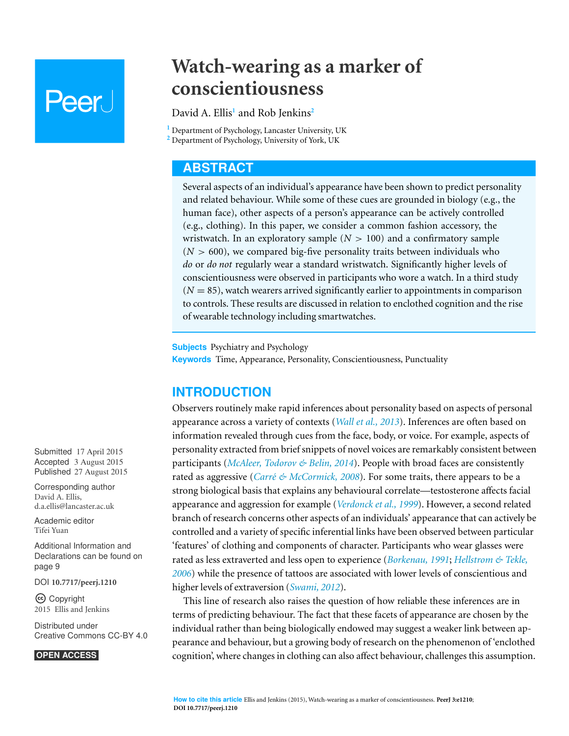# Watch-wearing as a marker of conscientiousness

David A. Ellis[1] and Rob Jenkins[2]

[1] Department of Psychology, Lancaster University, UK
[2] Department of Psychology, University of York, UK

## ABSTRACT

Several aspects of an individual's appearance have been shown to predict personality and related behaviour. While some of these cues are grounded in biology (e.g., the human face), other aspects of a person's appearance can be actively controlled (e.g., clothing). In this paper, we consider a common fashion accessory, the wristwatch. In an exploratory sample ($N > 100$) and a confirmatory sample ($N > 600$), we compared big-five personality traits between individuals who *do* or *do not* regularly wear a standard wristwatch. Significantly higher levels of conscientiousness were observed in participants who wore a watch. In a third study ($N = 85$), watch wearers arrived significantly earlier to appointments in comparison to controls. These results are discussed in relation to enclothed cognition and the rise of wearable technology including smartwatches.

**Subjects** Psychiatry and Psychology
**Keywords** Time, Appearance, Personality, Conscientiousness, Punctuality

Submitted 17 April 2015
Accepted 3 August 2015
Published 27 August 2015

Corresponding author
David A. Ellis,
d.a.ellis@lancaster.ac.uk

Academic editor
Tifei Yuan

Additional Information and Declarations can be found on page 9

DOI **10.7717/peerj.1210**

Copyright
2015 Ellis and Jenkins

Distributed under
Creative Commons CC-BY 4.0

**OPEN ACCESS**

## INTRODUCTION

Observers routinely make rapid inferences about personality based on aspects of personal appearance across a variety of contexts (*Wall et al., 2013*). Inferences are often based on information revealed through cues from the face, body, or voice. For example, aspects of personality extracted from brief snippets of novel voices are remarkably consistent between participants (*McAleer, Todorov & Belin, 2014*). People with broad faces are consistently rated as aggressive (*Carré & McCormick, 2008*). For some traits, there appears to be a strong biological basis that explains any behavioural correlate—testosterone affects facial appearance and aggression for example (*Verdonck et al., 1999*). However, a second related branch of research concerns other aspects of an individuals' appearance that can actively be controlled and a variety of specific inferential links have been observed between particular 'features' of clothing and components of character. Participants who wear glasses were rated as less extraverted and less open to experience (*Borkenau, 1991*; *Hellstrom & Tekle, 2006*) while the presence of tattoos are associated with lower levels of conscientious and higher levels of extraversion (*Swami, 2012*).

This line of research also raises the question of how reliable these inferences are in terms of predicting behaviour. The fact that these facets of appearance are chosen by the individual rather than being biologically endowed may suggest a weaker link between appearance and behaviour, but a growing body of research on the phenomenon of 'enclothed cognition', where changes in clothing can also affect behaviour, challenges this assumption.

**How to cite this article** Ellis and Jenkins (2015), Watch-wearing as a marker of conscientiousness. **PeerJ 3:e1210**; **DOI 10.7717/peerj.1210**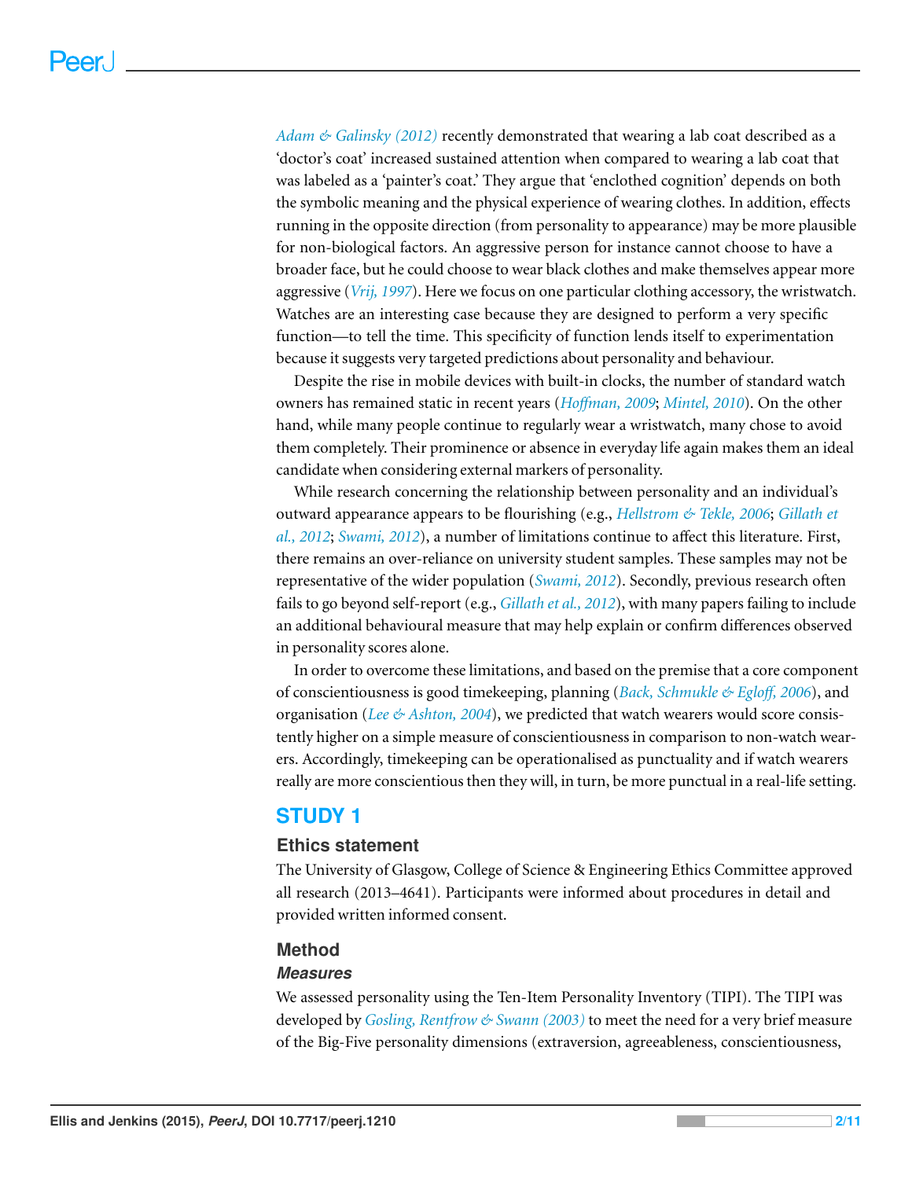*Adam & Galinsky (2012)* recently demonstrated that wearing a lab coat described as a 'doctor's coat' increased sustained attention when compared to wearing a lab coat that was labeled as a 'painter's coat.' They argue that 'enclothed cognition' depends on both the symbolic meaning and the physical experience of wearing clothes. In addition, effects running in the opposite direction (from personality to appearance) may be more plausible for non-biological factors. An aggressive person for instance cannot choose to have a broader face, but he could choose to wear black clothes and make themselves appear more aggressive (*Vrij, 1997*). Here we focus on one particular clothing accessory, the wristwatch. Watches are an interesting case because they are designed to perform a very specific function—to tell the time. This specificity of function lends itself to experimentation because it suggests very targeted predictions about personality and behaviour.

Despite the rise in mobile devices with built-in clocks, the number of standard watch owners has remained static in recent years (*Hoffman, 2009*; *Mintel, 2010*). On the other hand, while many people continue to regularly wear a wristwatch, many chose to avoid them completely. Their prominence or absence in everyday life again makes them an ideal candidate when considering external markers of personality.

While research concerning the relationship between personality and an individual's outward appearance appears to be flourishing (e.g., *Hellstrom & Tekle, 2006*; *Gillath et al., 2012*; *Swami, 2012*), a number of limitations continue to affect this literature. First, there remains an over-reliance on university student samples. These samples may not be representative of the wider population (*Swami, 2012*). Secondly, previous research often fails to go beyond self-report (e.g., *Gillath et al., 2012*), with many papers failing to include an additional behavioural measure that may help explain or confirm differences observed in personality scores alone.

In order to overcome these limitations, and based on the premise that a core component of conscientiousness is good timekeeping, planning (*Back, Schmukle & Egloff, 2006*), and organisation (*Lee & Ashton, 2004*), we predicted that watch wearers would score consistently higher on a simple measure of conscientiousness in comparison to non-watch wearers. Accordingly, timekeeping can be operationalised as punctuality and if watch wearers really are more conscientious then they will, in turn, be more punctual in a real-life setting.

## STUDY 1

### Ethics statement

The University of Glasgow, College of Science & Engineering Ethics Committee approved all research (2013–4641). Participants were informed about procedures in detail and provided written informed consent.

### Method

#### *Measures*

We assessed personality using the Ten-Item Personality Inventory (TIPI). The TIPI was developed by *Gosling, Rentfrow & Swann (2003)* to meet the need for a very brief measure of the Big-Five personality dimensions (extraversion, agreeableness, conscientiousness,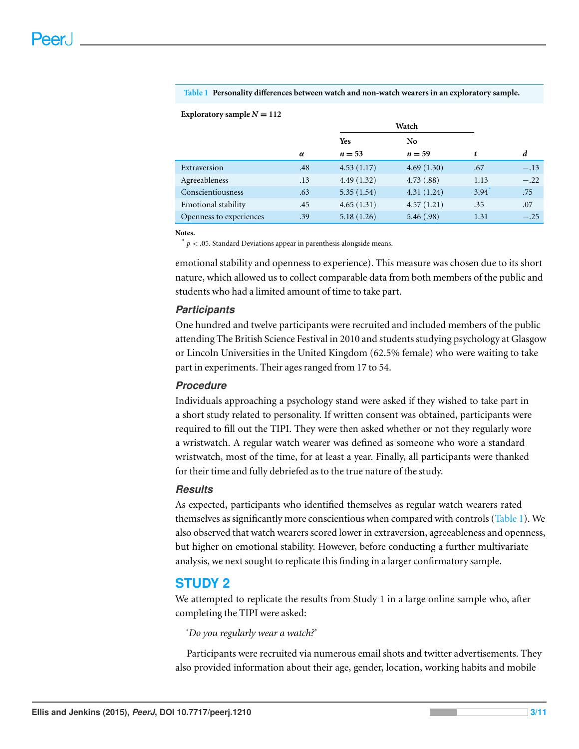**Table 1 Personality differences between watch and non-watch wearers in an exploratory sample.**

**Exploratory sample $N = 112$**

| | | Watch | | | |
|---|---|---|---|---|---|
| | | Yes | No | | |
| | $\alpha$ | $n = 53$ | $n = 59$ | $t$ | $d$ |
| Extraversion | .48 | 4.53 (1.17) | 4.69 (1.30) | .67 | −.13 |
| Agreeableness | .13 | 4.49 (1.32) | 4.73 (.88) | 1.13 | −.22 |
| Conscientiousness | .63 | 5.35 (1.54) | 4.31 (1.24) | 3.94* | .75 |
| Emotional stability | .45 | 4.65 (1.31) | 4.57 (1.21) | .35 | .07 |
| Openness to experiences | .39 | 5.18 (1.26) | 5.46 (.98) | 1.31 | −.25 |

**Notes.**
* $p < .05$. Standard Deviations appear in parenthesis alongside means.

emotional stability and openness to experience). This measure was chosen due to its short nature, which allowed us to collect comparable data from both members of the public and students who had a limited amount of time to take part.

### Participants

One hundred and twelve participants were recruited and included members of the public attending The British Science Festival in 2010 and students studying psychology at Glasgow or Lincoln Universities in the United Kingdom (62.5% female) who were waiting to take part in experiments. Their ages ranged from 17 to 54.

### Procedure

Individuals approaching a psychology stand were asked if they wished to take part in a short study related to personality. If written consent was obtained, participants were required to fill out the TIPI. They were then asked whether or not they regularly wore a wristwatch. A regular watch wearer was defined as someone who wore a standard wristwatch, most of the time, for at least a year. Finally, all participants were thanked for their time and fully debriefed as to the true nature of the study.

### Results

As expected, participants who identified themselves as regular watch wearers rated themselves as significantly more conscientious when compared with controls (Table 1). We also observed that watch wearers scored lower in extraversion, agreeableness and openness, but higher on emotional stability. However, before conducting a further multivariate analysis, we next sought to replicate this finding in a larger confirmatory sample.

## STUDY 2

We attempted to replicate the results from Study 1 in a large online sample who, after completing the TIPI were asked:

'*Do you regularly wear a watch?*'

Participants were recruited via numerous email shots and twitter advertisements. They also provided information about their age, gender, location, working habits and mobile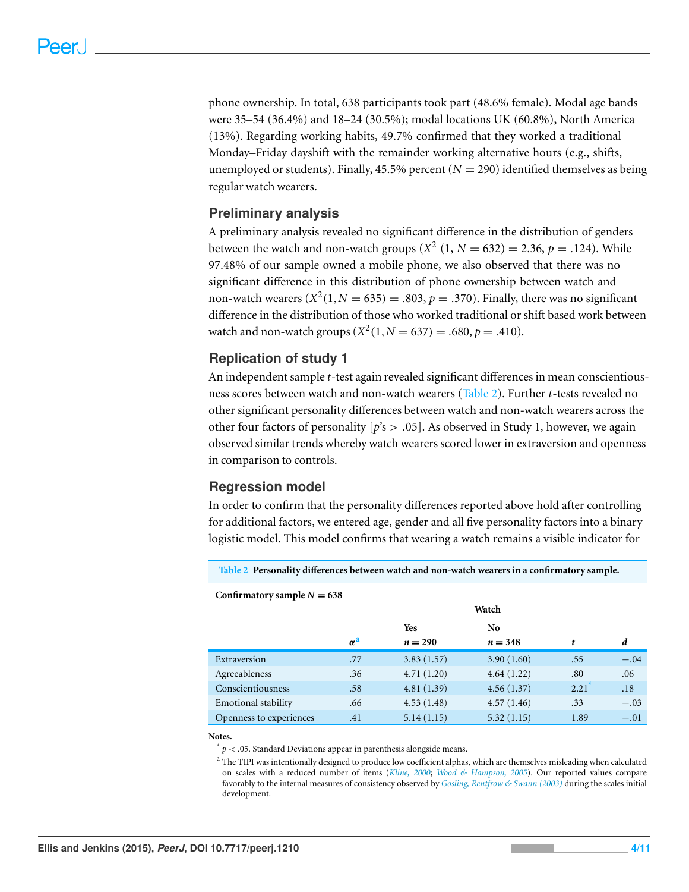phone ownership. In total, 638 participants took part (48.6% female). Modal age bands were 35–54 (36.4%) and 18–24 (30.5%); modal locations UK (60.8%), North America (13%). Regarding working habits, 49.7% confirmed that they worked a traditional Monday–Friday dayshift with the remainder working alternative hours (e.g., shifts, unemployed or students). Finally, 45.5% percent ($N = 290$) identified themselves as being regular watch wearers.

## Preliminary analysis

A preliminary analysis revealed no significant difference in the distribution of genders between the watch and non-watch groups ($X^2$ $(1, N = 632) = 2.36$, $p = .124$). While 97.48% of our sample owned a mobile phone, we also observed that there was no significant difference in this distribution of phone ownership between watch and non-watch wearers ($X^2(1, N = 635) = .803$, $p = .370$). Finally, there was no significant difference in the distribution of those who worked traditional or shift based work between watch and non-watch groups ($X^2(1, N = 637) = .680$, $p = .410$).

## Replication of study 1

An independent sample $t$-test again revealed significant differences in mean conscientiousness scores between watch and non-watch wearers (Table 2). Further $t$-tests revealed no other significant personality differences between watch and non-watch wearers across the other four factors of personality [$p$'s $> .05$]. As observed in Study 1, however, we again observed similar trends whereby watch wearers scored lower in extraversion and openness in comparison to controls.

## Regression model

In order to confirm that the personality differences reported above hold after controlling for additional factors, we entered age, gender and all five personality factors into a binary logistic model. This model confirms that wearing a watch remains a visible indicator for

**Table 2 Personality differences between watch and non-watch wearers in a confirmatory sample.**

**Confirmatory sample $N = 638$**

| | | Watch | | | |
|---|---|---|---|---|---|
| | | Yes | No | | |
| | $\alpha$[a] | $n = 290$ | $n = 348$ | $t$ | $d$ |
| Extraversion | .77 | 3.83 (1.57) | 3.90 (1.60) | .55 | −.04 |
| Agreeableness | .36 | 4.71 (1.20) | 4.64 (1.22) | .80 | .06 |
| Conscientiousness | .58 | 4.81 (1.39) | 4.56 (1.37) | 2.21* | .18 |
| Emotional stability | .66 | 4.53 (1.48) | 4.57 (1.46) | .33 | −.03 |
| Openness to experiences | .41 | 5.14 (1.15) | 5.32 (1.15) | 1.89 | −.01 |

**Notes.**

\* $p < .05$. Standard Deviations appear in parenthesis alongside means.

[a] The TIPI was intentionally designed to produce low coefficient alphas, which are themselves misleading when calculated on scales with a reduced number of items (*Kline, 2000*; *Wood & Hampson, 2005*). Our reported values compare favorably to the internal measures of consistency observed by *Gosling, Rentfrow & Swann (2003)* during the scales initial development.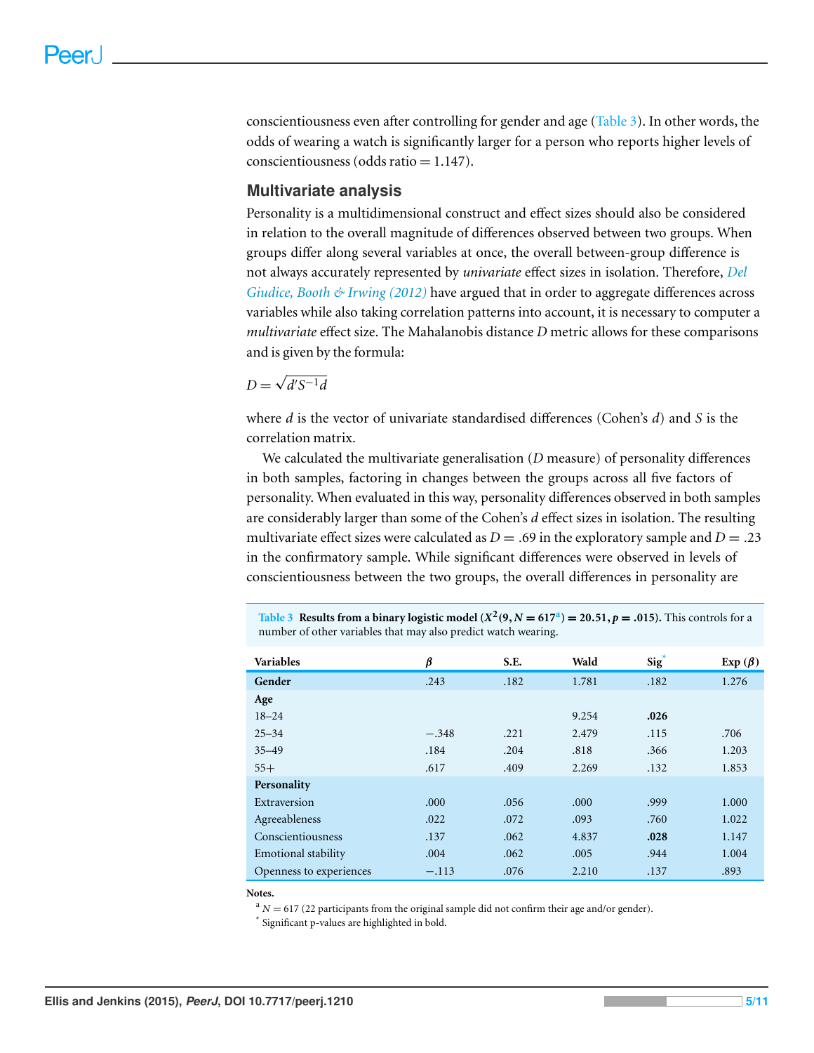conscientiousness even after controlling for gender and age (Table 3). In other words, the odds of wearing a watch is significantly larger for a person who reports higher levels of conscientiousness (odds ratio = 1.147).

## Multivariate analysis

Personality is a multidimensional construct and effect sizes should also be considered in relation to the overall magnitude of differences observed between two groups. When groups differ along several variables at once, the overall between-group difference is not always accurately represented by *univariate* effect sizes in isolation. Therefore, *Del Giudice, Booth & Irwing (2012)* have argued that in order to aggregate differences across variables while also taking correlation patterns into account, it is necessary to computer a *multivariate* effect size. The Mahalanobis distance $D$ metric allows for these comparisons and is given by the formula:

$$D = \sqrt{d'S^{-1}d}$$

where $d$ is the vector of univariate standardised differences (Cohen's $d$) and $S$ is the correlation matrix.

We calculated the multivariate generalisation ($D$ measure) of personality differences in both samples, factoring in changes between the groups across all five factors of personality. When evaluated in this way, personality differences observed in both samples are considerably larger than some of the Cohen's $d$ effect sizes in isolation. The resulting multivariate effect sizes were calculated as $D = .69$ in the exploratory sample and $D = .23$ in the confirmatory sample. While significant differences were observed in levels of conscientiousness between the two groups, the overall differences in personality are

**Table 3 Results from a binary logistic model ($X^2(9, N = 617^{a}) = 20.51, p = .015$).** This controls for a number of other variables that may also predict watch wearing.

| Variables | $\beta$ | S.E. | Wald | Sig[*] | Exp ($\beta$) |
|---|---|---|---|---|---|
| **Gender** | .243 | .182 | 1.781 | .182 | 1.276 |
| **Age** | | | | | |
| 18–24 | | | 9.254 | **.026** | |
| 25–34 | −.348 | .221 | 2.479 | .115 | .706 |
| 35–49 | .184 | .204 | .818 | .366 | 1.203 |
| 55+ | .617 | .409 | 2.269 | .132 | 1.853 |
| **Personality** | | | | | |
| Extraversion | .000 | .056 | .000 | .999 | 1.000 |
| Agreeableness | .022 | .072 | .093 | .760 | 1.022 |
| Conscientiousness | .137 | .062 | 4.837 | **.028** | 1.147 |
| Emotional stability | .004 | .062 | .005 | .944 | 1.004 |
| Openness to experiences | −.113 | .076 | 2.210 | .137 | .893 |

**Notes.**

[a] $N = 617$ (22 participants from the original sample did not confirm their age and/or gender).

[*] Significant p-values are highlighted in bold.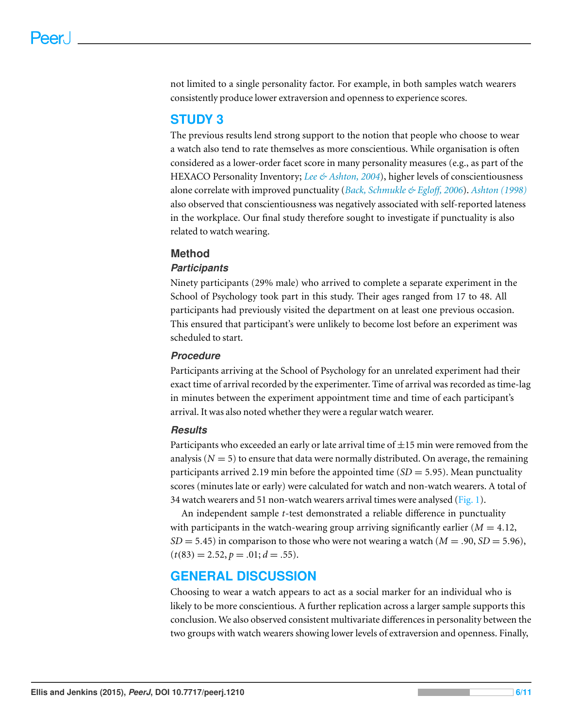not limited to a single personality factor. For example, in both samples watch wearers consistently produce lower extraversion and openness to experience scores.

## STUDY 3

The previous results lend strong support to the notion that people who choose to wear a watch also tend to rate themselves as more conscientious. While organisation is often considered as a lower-order facet score in many personality measures (e.g., as part of the HEXACO Personality Inventory; *Lee & Ashton, 2004*), higher levels of conscientiousness alone correlate with improved punctuality (*Back, Schmukle & Egloff, 2006*). *Ashton (1998)* also observed that conscientiousness was negatively associated with self-reported lateness in the workplace. Our final study therefore sought to investigate if punctuality is also related to watch wearing.

### Method

#### *Participants*

Ninety participants (29% male) who arrived to complete a separate experiment in the School of Psychology took part in this study. Their ages ranged from 17 to 48. All participants had previously visited the department on at least one previous occasion. This ensured that participant's were unlikely to become lost before an experiment was scheduled to start.

#### *Procedure*

Participants arriving at the School of Psychology for an unrelated experiment had their exact time of arrival recorded by the experimenter. Time of arrival was recorded as time-lag in minutes between the experiment appointment time and time of each participant's arrival. It was also noted whether they were a regular watch wearer.

#### *Results*

Participants who exceeded an early or late arrival time of $\pm 15$ min were removed from the analysis ($N = 5$) to ensure that data were normally distributed. On average, the remaining participants arrived 2.19 min before the appointed time ($SD = 5.95$). Mean punctuality scores (minutes late or early) were calculated for watch and non-watch wearers. A total of 34 watch wearers and 51 non-watch wearers arrival times were analysed (Fig. 1).

An independent sample $t$-test demonstrated a reliable difference in punctuality with participants in the watch-wearing group arriving significantly earlier ($M = 4.12$, $SD = 5.45$) in comparison to those who were not wearing a watch ($M = .90$, $SD = 5.96$), ($t(83) = 2.52$, $p = .01$; $d = .55$).

## GENERAL DISCUSSION

Choosing to wear a watch appears to act as a social marker for an individual who is likely to be more conscientious. A further replication across a larger sample supports this conclusion. We also observed consistent multivariate differences in personality between the two groups with watch wearers showing lower levels of extraversion and openness. Finally,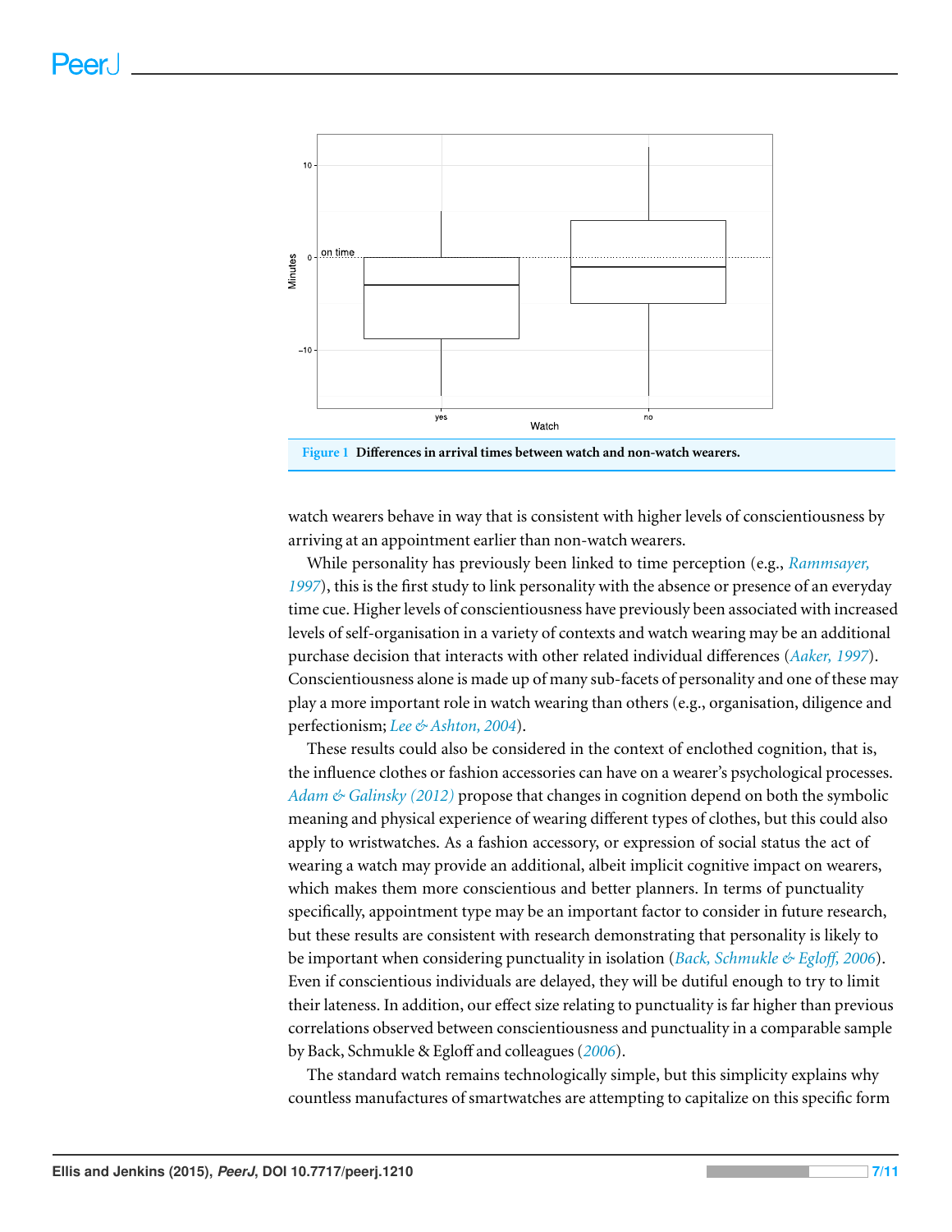**Figure 1** **Differences in arrival times between watch and non-watch wearers.**

watch wearers behave in way that is consistent with higher levels of conscientiousness by arriving at an appointment earlier than non-watch wearers.

While personality has previously been linked to time perception (e.g., *Rammsayer, 1997*), this is the first study to link personality with the absence or presence of an everyday time cue. Higher levels of conscientiousness have previously been associated with increased levels of self-organisation in a variety of contexts and watch wearing may be an additional purchase decision that interacts with other related individual differences (*Aaker, 1997*). Conscientiousness alone is made up of many sub-facets of personality and one of these may play a more important role in watch wearing than others (e.g., organisation, diligence and perfectionism; *Lee & Ashton, 2004*).

These results could also be considered in the context of enclothed cognition, that is, the influence clothes or fashion accessories can have on a wearer's psychological processes. *Adam & Galinsky (2012)* propose that changes in cognition depend on both the symbolic meaning and physical experience of wearing different types of clothes, but this could also apply to wristwatches. As a fashion accessory, or expression of social status the act of wearing a watch may provide an additional, albeit implicit cognitive impact on wearers, which makes them more conscientious and better planners. In terms of punctuality specifically, appointment type may be an important factor to consider in future research, but these results are consistent with research demonstrating that personality is likely to be important when considering punctuality in isolation (*Back, Schmukle & Egloff, 2006*). Even if conscientious individuals are delayed, they will be dutiful enough to try to limit their lateness. In addition, our effect size relating to punctuality is far higher than previous correlations observed between conscientiousness and punctuality in a comparable sample by Back, Schmukle & Egloff and colleagues (*2006*).

The standard watch remains technologically simple, but this simplicity explains why countless manufactures of smartwatches are attempting to capitalize on this specific form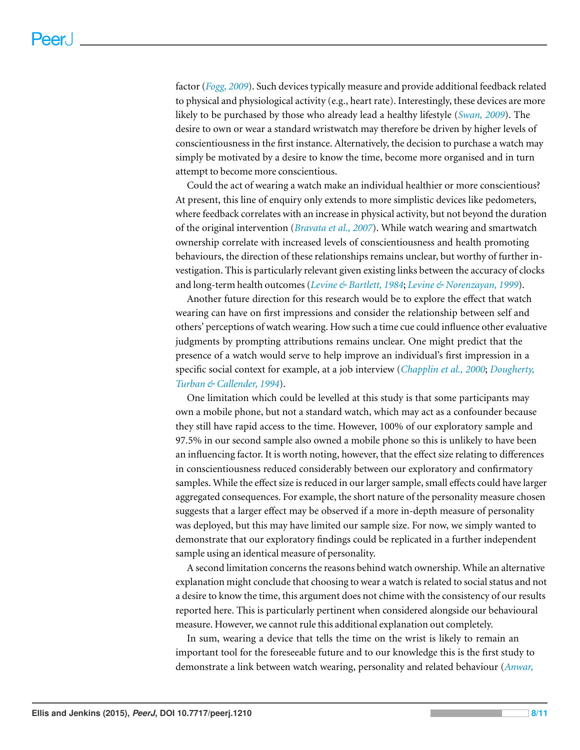factor (*Fogg, 2009*). Such devices typically measure and provide additional feedback related to physical and physiological activity (e.g., heart rate). Interestingly, these devices are more likely to be purchased by those who already lead a healthy lifestyle (*Swan, 2009*). The desire to own or wear a standard wristwatch may therefore be driven by higher levels of conscientiousness in the first instance. Alternatively, the decision to purchase a watch may simply be motivated by a desire to know the time, become more organised and in turn attempt to become more conscientious.

Could the act of wearing a watch make an individual healthier or more conscientious? At present, this line of enquiry only extends to more simplistic devices like pedometers, where feedback correlates with an increase in physical activity, but not beyond the duration of the original intervention (*Bravata et al., 2007*). While watch wearing and smartwatch ownership correlate with increased levels of conscientiousness and health promoting behaviours, the direction of these relationships remains unclear, but worthy of further investigation. This is particularly relevant given existing links between the accuracy of clocks and long-term health outcomes (*Levine & Bartlett, 1984*; *Levine & Norenzayan, 1999*).

Another future direction for this research would be to explore the effect that watch wearing can have on first impressions and consider the relationship between self and others' perceptions of watch wearing. How such a time cue could influence other evaluative judgments by prompting attributions remains unclear. One might predict that the presence of a watch would serve to help improve an individual's first impression in a specific social context for example, at a job interview (*Chapplin et al., 2000*; *Dougherty, Turban & Callender, 1994*).

One limitation which could be levelled at this study is that some participants may own a mobile phone, but not a standard watch, which may act as a confounder because they still have rapid access to the time. However, 100% of our exploratory sample and 97.5% in our second sample also owned a mobile phone so this is unlikely to have been an influencing factor. It is worth noting, however, that the effect size relating to differences in conscientiousness reduced considerably between our exploratory and confirmatory samples. While the effect size is reduced in our larger sample, small effects could have larger aggregated consequences. For example, the short nature of the personality measure chosen suggests that a larger effect may be observed if a more in-depth measure of personality was deployed, but this may have limited our sample size. For now, we simply wanted to demonstrate that our exploratory findings could be replicated in a further independent sample using an identical measure of personality.

A second limitation concerns the reasons behind watch ownership. While an alternative explanation might conclude that choosing to wear a watch is related to social status and not a desire to know the time, this argument does not chime with the consistency of our results reported here. This is particularly pertinent when considered alongside our behavioural measure. However, we cannot rule this additional explanation out completely.

In sum, wearing a device that tells the time on the wrist is likely to remain an important tool for the foreseeable future and to our knowledge this is the first study to demonstrate a link between watch wearing, personality and related behaviour (*Anwar,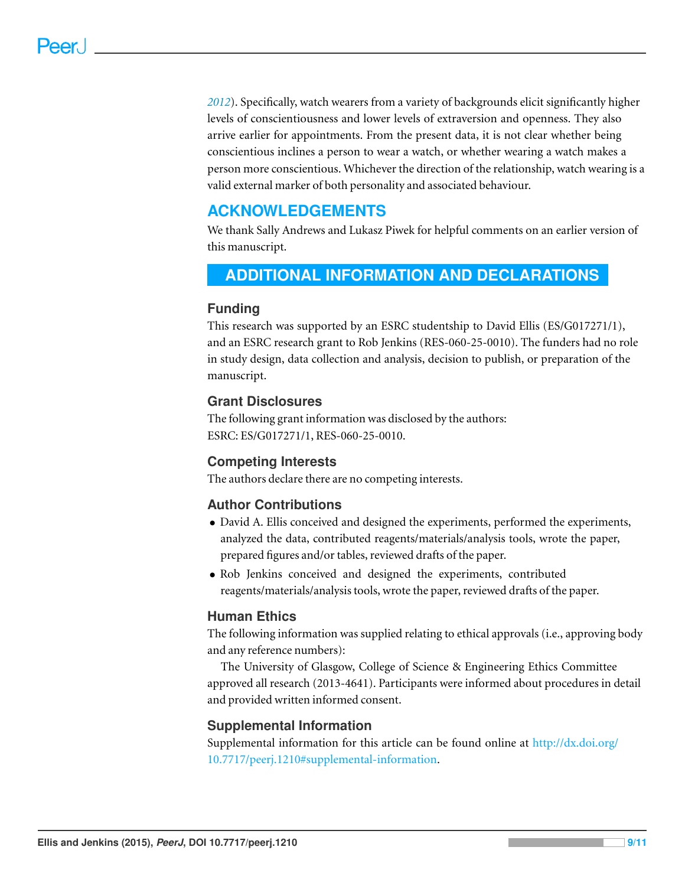2012). Specifically, watch wearers from a variety of backgrounds elicit significantly higher levels of conscientiousness and lower levels of extraversion and openness. They also arrive earlier for appointments. From the present data, it is not clear whether being conscientious inclines a person to wear a watch, or whether wearing a watch makes a person more conscientious. Whichever the direction of the relationship, watch wearing is a valid external marker of both personality and associated behaviour.

## ACKNOWLEDGEMENTS

We thank Sally Andrews and Lukasz Piwek for helpful comments on an earlier version of this manuscript.

## ADDITIONAL INFORMATION AND DECLARATIONS

### Funding

This research was supported by an ESRC studentship to David Ellis (ES/G017271/1), and an ESRC research grant to Rob Jenkins (RES-060-25-0010). The funders had no role in study design, data collection and analysis, decision to publish, or preparation of the manuscript.

### Grant Disclosures

The following grant information was disclosed by the authors:
ESRC: ES/G017271/1, RES-060-25-0010.

### Competing Interests

The authors declare there are no competing interests.

### Author Contributions

- David A. Ellis conceived and designed the experiments, performed the experiments, analyzed the data, contributed reagents/materials/analysis tools, wrote the paper, prepared figures and/or tables, reviewed drafts of the paper.
- Rob Jenkins conceived and designed the experiments, contributed reagents/materials/analysis tools, wrote the paper, reviewed drafts of the paper.

### Human Ethics

The following information was supplied relating to ethical approvals (i.e., approving body and any reference numbers):

The University of Glasgow, College of Science & Engineering Ethics Committee approved all research (2013-4641). Participants were informed about procedures in detail and provided written informed consent.

### Supplemental Information

Supplemental information for this article can be found online at http://dx.doi.org/10.7717/peerj.1210#supplemental-information.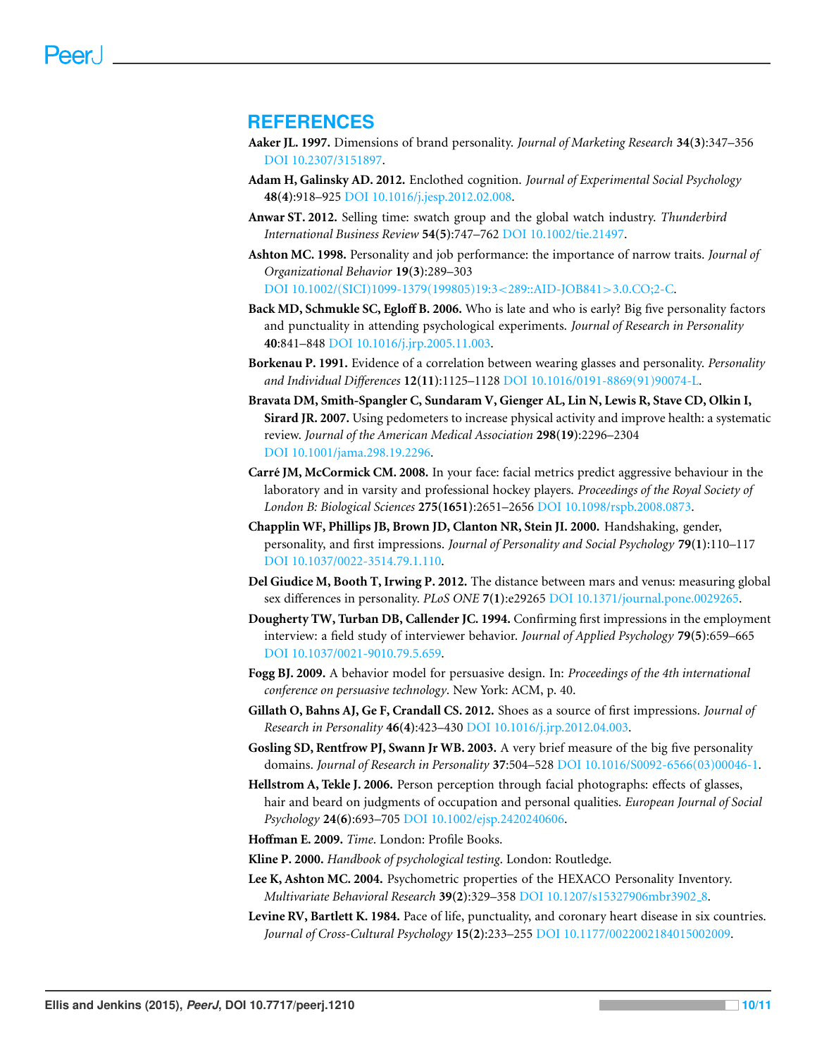## REFERENCES

**Aaker JL. 1997.** Dimensions of brand personality. *Journal of Marketing Research* **34(3)**:347–356 DOI 10.2307/3151897.

**Adam H, Galinsky AD. 2012.** Enclothed cognition. *Journal of Experimental Social Psychology* **48(4)**:918–925 DOI 10.1016/j.jesp.2012.02.008.

**Anwar ST. 2012.** Selling time: swatch group and the global watch industry. *Thunderbird International Business Review* **54(5)**:747–762 DOI 10.1002/tie.21497.

**Ashton MC. 1998.** Personality and job performance: the importance of narrow traits. *Journal of Organizational Behavior* **19(3)**:289–303 DOI 10.1002/(SICI)1099-1379(199805)19:3<289::AID-JOB841>3.0.CO;2-C.

**Back MD, Schmukle SC, Egloff B. 2006.** Who is late and who is early? Big five personality factors and punctuality in attending psychological experiments. *Journal of Research in Personality* **40**:841–848 DOI 10.1016/j.jrp.2005.11.003.

**Borkenau P. 1991.** Evidence of a correlation between wearing glasses and personality. *Personality and Individual Differences* **12(11)**:1125–1128 DOI 10.1016/0191-8869(91)90074-L.

**Bravata DM, Smith-Spangler C, Sundaram V, Gienger AL, Lin N, Lewis R, Stave CD, Olkin I, Sirard JR. 2007.** Using pedometers to increase physical activity and improve health: a systematic review. *Journal of the American Medical Association* **298(19)**:2296–2304 DOI 10.1001/jama.298.19.2296.

**Carré JM, McCormick CM. 2008.** In your face: facial metrics predict aggressive behaviour in the laboratory and in varsity and professional hockey players. *Proceedings of the Royal Society of London B: Biological Sciences* **275(1651)**:2651–2656 DOI 10.1098/rspb.2008.0873.

**Chapplin WF, Phillips JB, Brown JD, Clanton NR, Stein JI. 2000.** Handshaking, gender, personality, and first impressions. *Journal of Personality and Social Psychology* **79(1)**:110–117 DOI 10.1037/0022-3514.79.1.110.

**Del Giudice M, Booth T, Irwing P. 2012.** The distance between mars and venus: measuring global sex differences in personality. *PLoS ONE* **7(1)**:e29265 DOI 10.1371/journal.pone.0029265.

**Dougherty TW, Turban DB, Callender JC. 1994.** Confirming first impressions in the employment interview: a field study of interviewer behavior. *Journal of Applied Psychology* **79(5)**:659–665 DOI 10.1037/0021-9010.79.5.659.

**Fogg BJ. 2009.** A behavior model for persuasive design. In: *Proceedings of the 4th international conference on persuasive technology*. New York: ACM, p. 40.

**Gillath O, Bahns AJ, Ge F, Crandall CS. 2012.** Shoes as a source of first impressions. *Journal of Research in Personality* **46(4)**:423–430 DOI 10.1016/j.jrp.2012.04.003.

**Gosling SD, Rentfrow PJ, Swann Jr WB. 2003.** A very brief measure of the big five personality domains. *Journal of Research in Personality* **37**:504–528 DOI 10.1016/S0092-6566(03)00046-1.

**Hellstrom A, Tekle J. 2006.** Person perception through facial photographs: effects of glasses, hair and beard on judgments of occupation and personal qualities. *European Journal of Social Psychology* **24(6)**:693–705 DOI 10.1002/ejsp.2420240606.

**Hoffman E. 2009.** *Time*. London: Profile Books.

**Kline P. 2000.** *Handbook of psychological testing*. London: Routledge.

**Lee K, Ashton MC. 2004.** Psychometric properties of the HEXACO Personality Inventory. *Multivariate Behavioral Research* **39(2)**:329–358 DOI 10.1207/s15327906mbr3902_8.

**Levine RV, Bartlett K. 1984.** Pace of life, punctuality, and coronary heart disease in six countries. *Journal of Cross-Cultural Psychology* **15(2)**:233–255 DOI 10.1177/0022002184015002009.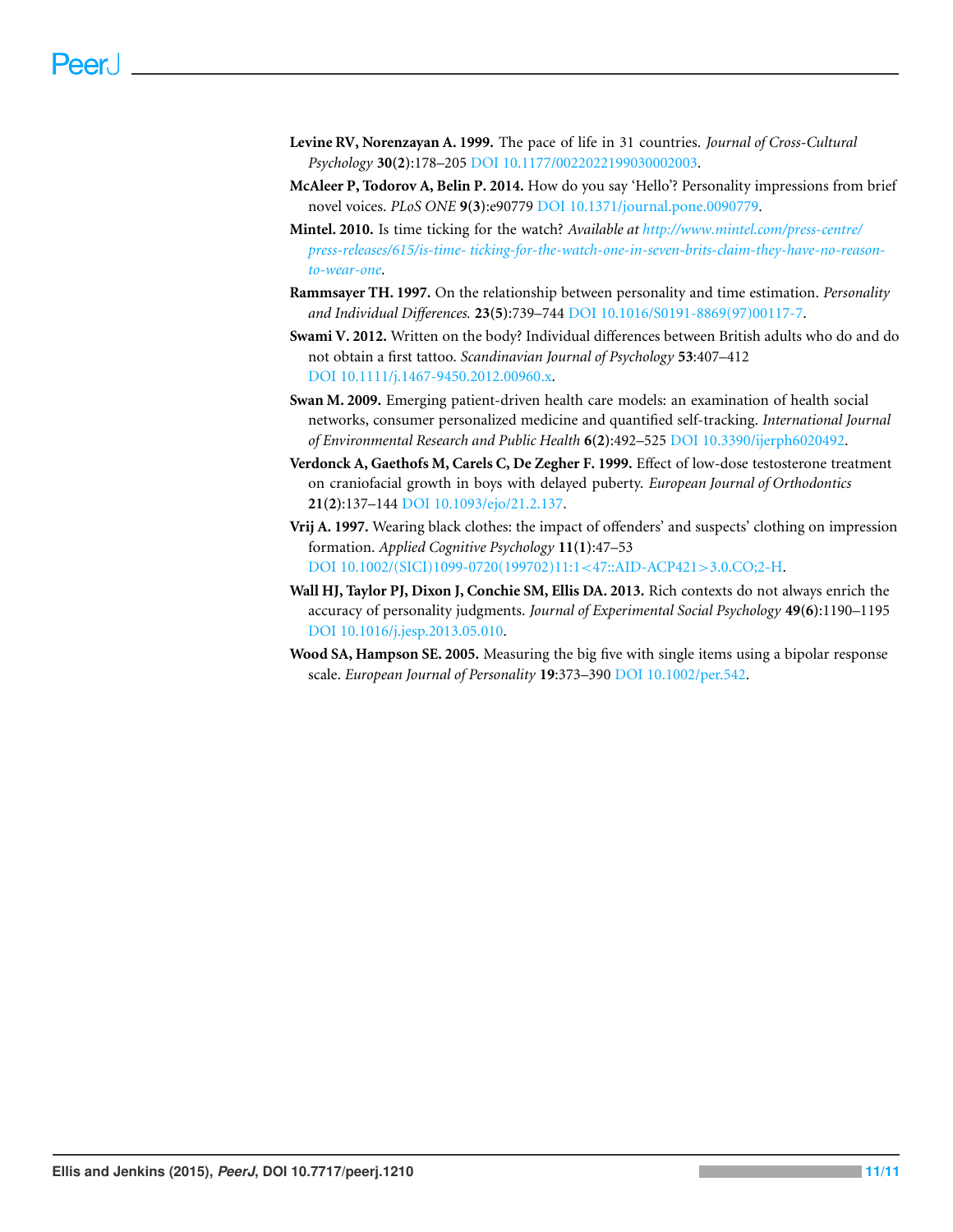**Levine RV, Norenzayan A. 1999.** The pace of life in 31 countries. *Journal of Cross-Cultural Psychology* **30(2)**:178–205 DOI 10.1177/0022022199030002003.

**McAleer P, Todorov A, Belin P. 2014.** How do you say 'Hello'? Personality impressions from brief novel voices. *PLoS ONE* **9(3)**:e90779 DOI 10.1371/journal.pone.0090779.

**Mintel. 2010.** Is time ticking for the watch? *Available at http://www.mintel.com/press-centre/press-releases/615/is-time- ticking-for-the-watch-one-in-seven-brits-claim-they-have-no-reason-to-wear-one*.

**Rammsayer TH. 1997.** On the relationship between personality and time estimation. *Personality and Individual Differences.* **23(5)**:739–744 DOI 10.1016/S0191-8869(97)00117-7.

**Swami V. 2012.** Written on the body? Individual differences between British adults who do and do not obtain a first tattoo. *Scandinavian Journal of Psychology* **53**:407–412 DOI 10.1111/j.1467-9450.2012.00960.x.

**Swan M. 2009.** Emerging patient-driven health care models: an examination of health social networks, consumer personalized medicine and quantified self-tracking. *International Journal of Environmental Research and Public Health* **6(2)**:492–525 DOI 10.3390/ijerph6020492.

**Verdonck A, Gaethofs M, Carels C, De Zegher F. 1999.** Effect of low-dose testosterone treatment on craniofacial growth in boys with delayed puberty. *European Journal of Orthodontics* **21(2)**:137–144 DOI 10.1093/ejo/21.2.137.

**Vrij A. 1997.** Wearing black clothes: the impact of offenders' and suspects' clothing on impression formation. *Applied Cognitive Psychology* **11(1)**:47–53 DOI 10.1002/(SICI)1099-0720(199702)11:1<47::AID-ACP421>3.0.CO;2-H.

**Wall HJ, Taylor PJ, Dixon J, Conchie SM, Ellis DA. 2013.** Rich contexts do not always enrich the accuracy of personality judgments. *Journal of Experimental Social Psychology* **49(6)**:1190–1195 DOI 10.1016/j.jesp.2013.05.010.

**Wood SA, Hampson SE. 2005.** Measuring the big five with single items using a bipolar response scale. *European Journal of Personality* **19**:373–390 DOI 10.1002/per.542.